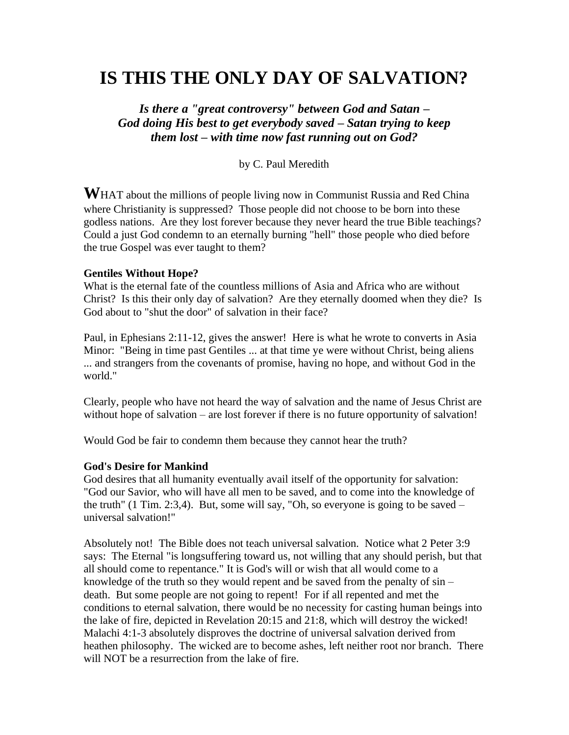# IS THIS THE ONLY DAY OF SALVATION?

***Is there a "great controversy" between God and Satan – God doing His best to get everybody saved – Satan trying to keep them lost – with time now fast running out on God?***

by C. Paul Meredith

**W**HAT about the millions of people living now in Communist Russia and Red China where Christianity is suppressed? Those people did not choose to be born into these godless nations. Are they lost forever because they never heard the true Bible teachings? Could a just God condemn to an eternally burning "hell" those people who died before the true Gospel was ever taught to them?

**Gentiles Without Hope?**

What is the eternal fate of the countless millions of Asia and Africa who are without Christ? Is this their only day of salvation? Are they eternally doomed when they die? Is God about to "shut the door" of salvation in their face?

Paul, in Ephesians 2:11-12, gives the answer! Here is what he wrote to converts in Asia Minor: "Being in time past Gentiles ... at that time ye were without Christ, being aliens ... and strangers from the covenants of promise, having no hope, and without God in the world."

Clearly, people who have not heard the way of salvation and the name of Jesus Christ are without hope of salvation – are lost forever if there is no future opportunity of salvation!

Would God be fair to condemn them because they cannot hear the truth?

**God's Desire for Mankind**

God desires that all humanity eventually avail itself of the opportunity for salvation: "God our Savior, who will have all men to be saved, and to come into the knowledge of the truth" (1 Tim. 2:3,4). But, some will say, "Oh, so everyone is going to be saved – universal salvation!"

Absolutely not! The Bible does not teach universal salvation. Notice what 2 Peter 3:9 says: The Eternal "is longsuffering toward us, not willing that any should perish, but that all should come to repentance." It is God's will or wish that all would come to a knowledge of the truth so they would repent and be saved from the penalty of sin – death. But some people are not going to repent! For if all repented and met the conditions to eternal salvation, there would be no necessity for casting human beings into the lake of fire, depicted in Revelation 20:15 and 21:8, which will destroy the wicked! Malachi 4:1-3 absolutely disproves the doctrine of universal salvation derived from heathen philosophy. The wicked are to become ashes, left neither root nor branch. There will NOT be a resurrection from the lake of fire.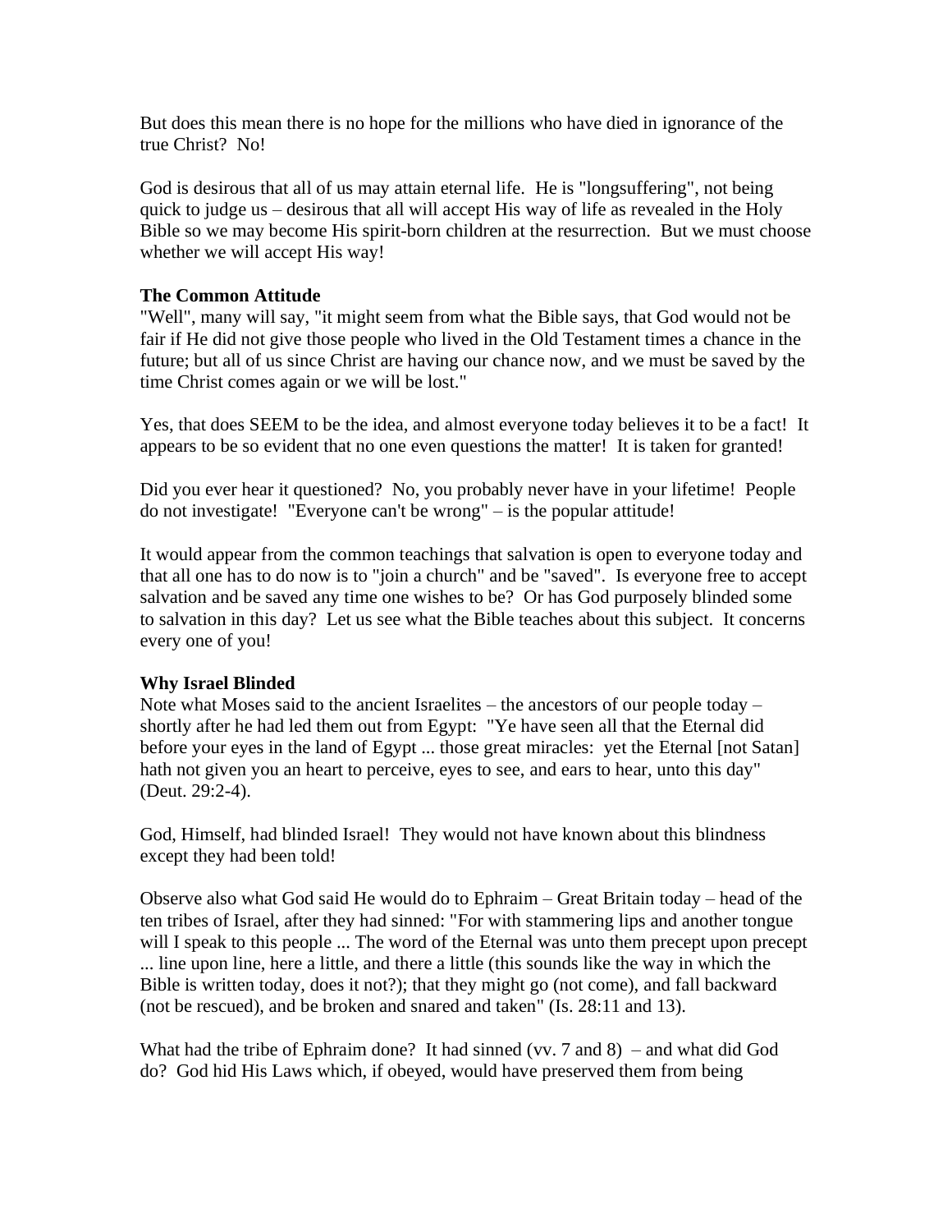But does this mean there is no hope for the millions who have died in ignorance of the true Christ? No!

God is desirous that all of us may attain eternal life. He is "longsuffering", not being quick to judge us – desirous that all will accept His way of life as revealed in the Holy Bible so we may become His spirit-born children at the resurrection. But we must choose whether we will accept His way!

**The Common Attitude**

"Well", many will say, "it might seem from what the Bible says, that God would not be fair if He did not give those people who lived in the Old Testament times a chance in the future; but all of us since Christ are having our chance now, and we must be saved by the time Christ comes again or we will be lost."

Yes, that does SEEM to be the idea, and almost everyone today believes it to be a fact! It appears to be so evident that no one even questions the matter! It is taken for granted!

Did you ever hear it questioned? No, you probably never have in your lifetime! People do not investigate! "Everyone can't be wrong" – is the popular attitude!

It would appear from the common teachings that salvation is open to everyone today and that all one has to do now is to "join a church" and be "saved". Is everyone free to accept salvation and be saved any time one wishes to be? Or has God purposely blinded some to salvation in this day? Let us see what the Bible teaches about this subject. It concerns every one of you!

**Why Israel Blinded**

Note what Moses said to the ancient Israelites – the ancestors of our people today – shortly after he had led them out from Egypt: "Ye have seen all that the Eternal did before your eyes in the land of Egypt ... those great miracles: yet the Eternal [not Satan] hath not given you an heart to perceive, eyes to see, and ears to hear, unto this day" (Deut. 29:2-4).

God, Himself, had blinded Israel! They would not have known about this blindness except they had been told!

Observe also what God said He would do to Ephraim – Great Britain today – head of the ten tribes of Israel, after they had sinned: "For with stammering lips and another tongue will I speak to this people ... The word of the Eternal was unto them precept upon precept ... line upon line, here a little, and there a little (this sounds like the way in which the Bible is written today, does it not?); that they might go (not come), and fall backward (not be rescued), and be broken and snared and taken" (Is. 28:11 and 13).

What had the tribe of Ephraim done? It had sinned (vv. 7 and 8) – and what did God do? God hid His Laws which, if obeyed, would have preserved them from being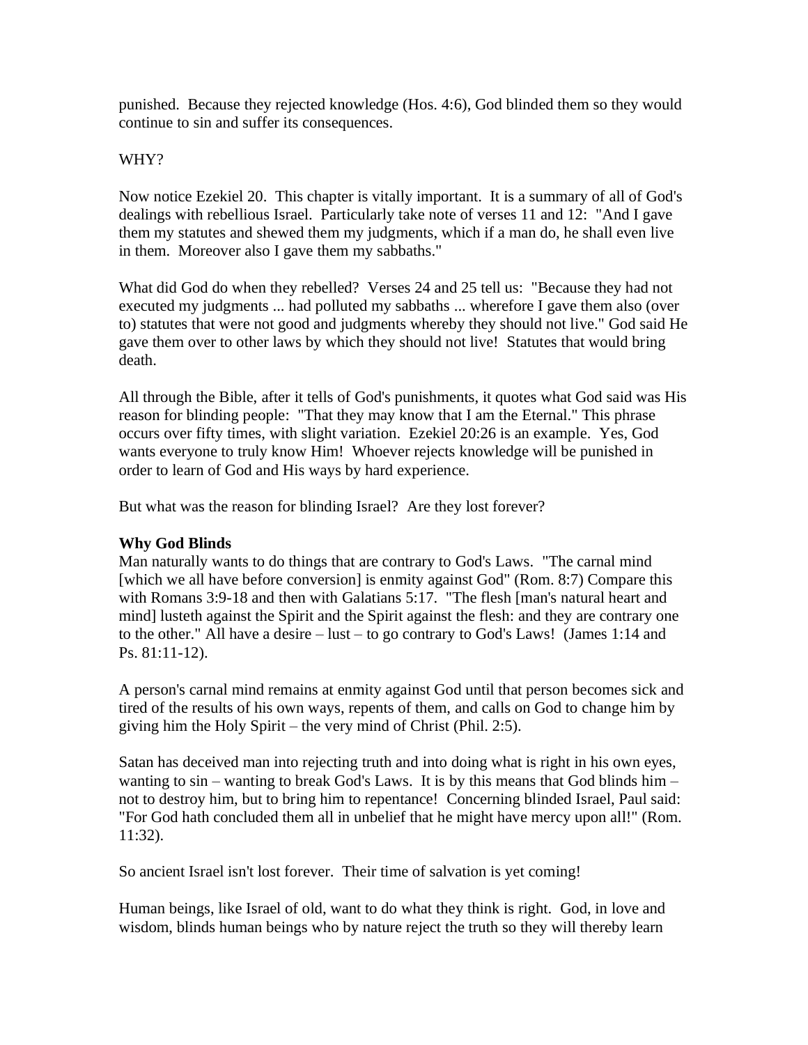punished. Because they rejected knowledge (Hos. 4:6), God blinded them so they would continue to sin and suffer its consequences.

WHY?

Now notice Ezekiel 20. This chapter is vitally important. It is a summary of all of God's dealings with rebellious Israel. Particularly take note of verses 11 and 12: "And I gave them my statutes and shewed them my judgments, which if a man do, he shall even live in them. Moreover also I gave them my sabbaths."

What did God do when they rebelled? Verses 24 and 25 tell us: "Because they had not executed my judgments ... had polluted my sabbaths ... wherefore I gave them also (over to) statutes that were not good and judgments whereby they should not live." God said He gave them over to other laws by which they should not live! Statutes that would bring death.

All through the Bible, after it tells of God's punishments, it quotes what God said was His reason for blinding people: "That they may know that I am the Eternal." This phrase occurs over fifty times, with slight variation. Ezekiel 20:26 is an example. Yes, God wants everyone to truly know Him! Whoever rejects knowledge will be punished in order to learn of God and His ways by hard experience.

But what was the reason for blinding Israel? Are they lost forever?

**Why God Blinds**

Man naturally wants to do things that are contrary to God's Laws. "The carnal mind [which we all have before conversion] is enmity against God" (Rom. 8:7) Compare this with Romans 3:9-18 and then with Galatians 5:17. "The flesh [man's natural heart and mind] lusteth against the Spirit and the Spirit against the flesh: and they are contrary one to the other." All have a desire – lust – to go contrary to God's Laws! (James 1:14 and Ps. 81:11-12).

A person's carnal mind remains at enmity against God until that person becomes sick and tired of the results of his own ways, repents of them, and calls on God to change him by giving him the Holy Spirit – the very mind of Christ (Phil. 2:5).

Satan has deceived man into rejecting truth and into doing what is right in his own eyes, wanting to sin – wanting to break God's Laws. It is by this means that God blinds him – not to destroy him, but to bring him to repentance! Concerning blinded Israel, Paul said: "For God hath concluded them all in unbelief that he might have mercy upon all!" (Rom. 11:32).

So ancient Israel isn't lost forever. Their time of salvation is yet coming!

Human beings, like Israel of old, want to do what they think is right. God, in love and wisdom, blinds human beings who by nature reject the truth so they will thereby learn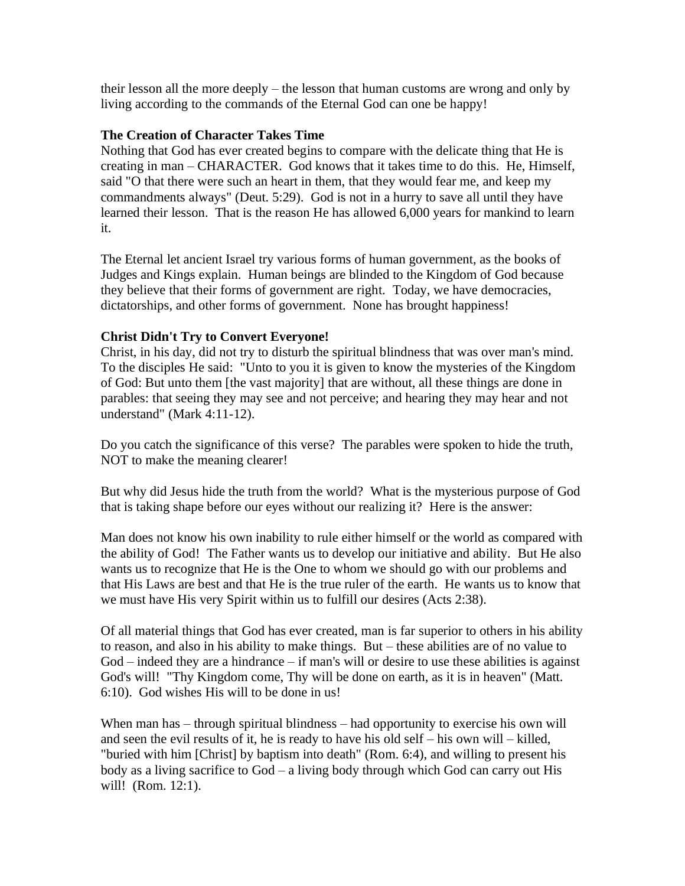their lesson all the more deeply – the lesson that human customs are wrong and only by living according to the commands of the Eternal God can one be happy!

**The Creation of Character Takes Time**

Nothing that God has ever created begins to compare with the delicate thing that He is creating in man – CHARACTER. God knows that it takes time to do this. He, Himself, said "O that there were such an heart in them, that they would fear me, and keep my commandments always" (Deut. 5:29). God is not in a hurry to save all until they have learned their lesson. That is the reason He has allowed 6,000 years for mankind to learn it.

The Eternal let ancient Israel try various forms of human government, as the books of Judges and Kings explain. Human beings are blinded to the Kingdom of God because they believe that their forms of government are right. Today, we have democracies, dictatorships, and other forms of government. None has brought happiness!

**Christ Didn't Try to Convert Everyone!**

Christ, in his day, did not try to disturb the spiritual blindness that was over man's mind. To the disciples He said: "Unto to you it is given to know the mysteries of the Kingdom of God: But unto them [the vast majority] that are without, all these things are done in parables: that seeing they may see and not perceive; and hearing they may hear and not understand" (Mark 4:11-12).

Do you catch the significance of this verse? The parables were spoken to hide the truth, NOT to make the meaning clearer!

But why did Jesus hide the truth from the world? What is the mysterious purpose of God that is taking shape before our eyes without our realizing it? Here is the answer:

Man does not know his own inability to rule either himself or the world as compared with the ability of God! The Father wants us to develop our initiative and ability. But He also wants us to recognize that He is the One to whom we should go with our problems and that His Laws are best and that He is the true ruler of the earth. He wants us to know that we must have His very Spirit within us to fulfill our desires (Acts 2:38).

Of all material things that God has ever created, man is far superior to others in his ability to reason, and also in his ability to make things. But – these abilities are of no value to God – indeed they are a hindrance – if man's will or desire to use these abilities is against God's will! "Thy Kingdom come, Thy will be done on earth, as it is in heaven" (Matt. 6:10). God wishes His will to be done in us!

When man has – through spiritual blindness – had opportunity to exercise his own will and seen the evil results of it, he is ready to have his old self – his own will – killed, "buried with him [Christ] by baptism into death" (Rom. 6:4), and willing to present his body as a living sacrifice to God – a living body through which God can carry out His will! (Rom. 12:1).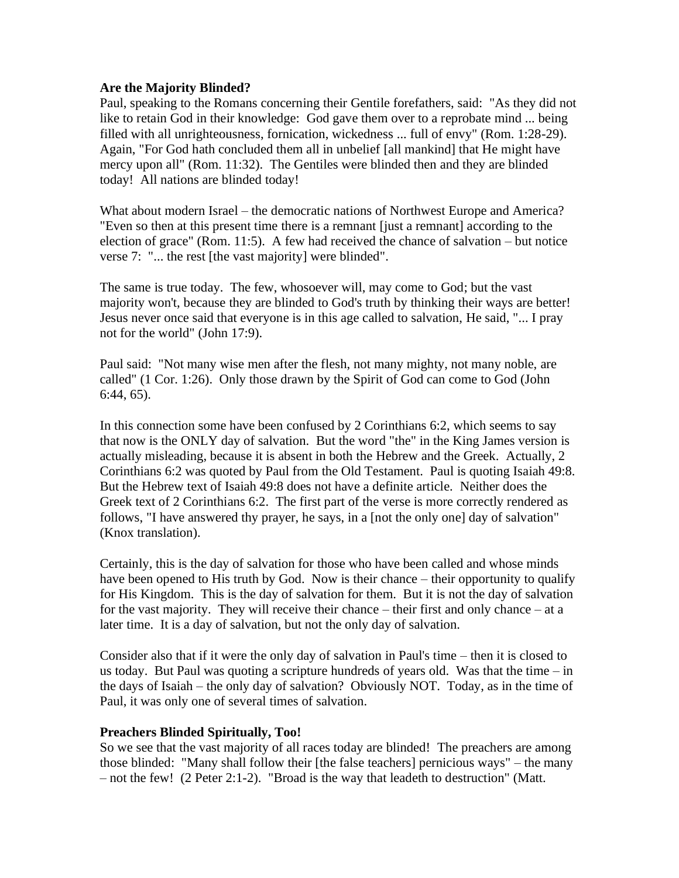**Are the Majority Blinded?**

Paul, speaking to the Romans concerning their Gentile forefathers, said: "As they did not like to retain God in their knowledge: God gave them over to a reprobate mind ... being filled with all unrighteousness, fornication, wickedness ... full of envy" (Rom. 1:28-29). Again, "For God hath concluded them all in unbelief [all mankind] that He might have mercy upon all" (Rom. 11:32). The Gentiles were blinded then and they are blinded today! All nations are blinded today!

What about modern Israel – the democratic nations of Northwest Europe and America? "Even so then at this present time there is a remnant [just a remnant] according to the election of grace" (Rom. 11:5). A few had received the chance of salvation – but notice verse 7: "... the rest [the vast majority] were blinded".

The same is true today. The few, whosoever will, may come to God; but the vast majority won't, because they are blinded to God's truth by thinking their ways are better! Jesus never once said that everyone is in this age called to salvation, He said, "... I pray not for the world" (John 17:9).

Paul said: "Not many wise men after the flesh, not many mighty, not many noble, are called" (1 Cor. 1:26). Only those drawn by the Spirit of God can come to God (John 6:44, 65).

In this connection some have been confused by 2 Corinthians 6:2, which seems to say that now is the ONLY day of salvation. But the word "the" in the King James version is actually misleading, because it is absent in both the Hebrew and the Greek. Actually, 2 Corinthians 6:2 was quoted by Paul from the Old Testament. Paul is quoting Isaiah 49:8. But the Hebrew text of Isaiah 49:8 does not have a definite article. Neither does the Greek text of 2 Corinthians 6:2. The first part of the verse is more correctly rendered as follows, "I have answered thy prayer, he says, in a [not the only one] day of salvation" (Knox translation).

Certainly, this is the day of salvation for those who have been called and whose minds have been opened to His truth by God. Now is their chance – their opportunity to qualify for His Kingdom. This is the day of salvation for them. But it is not the day of salvation for the vast majority. They will receive their chance – their first and only chance – at a later time. It is a day of salvation, but not the only day of salvation.

Consider also that if it were the only day of salvation in Paul's time – then it is closed to us today. But Paul was quoting a scripture hundreds of years old. Was that the time – in the days of Isaiah – the only day of salvation? Obviously NOT. Today, as in the time of Paul, it was only one of several times of salvation.

**Preachers Blinded Spiritually, Too!**

So we see that the vast majority of all races today are blinded! The preachers are among those blinded: "Many shall follow their [the false teachers] pernicious ways" – the many – not the few! (2 Peter 2:1-2). "Broad is the way that leadeth to destruction" (Matt.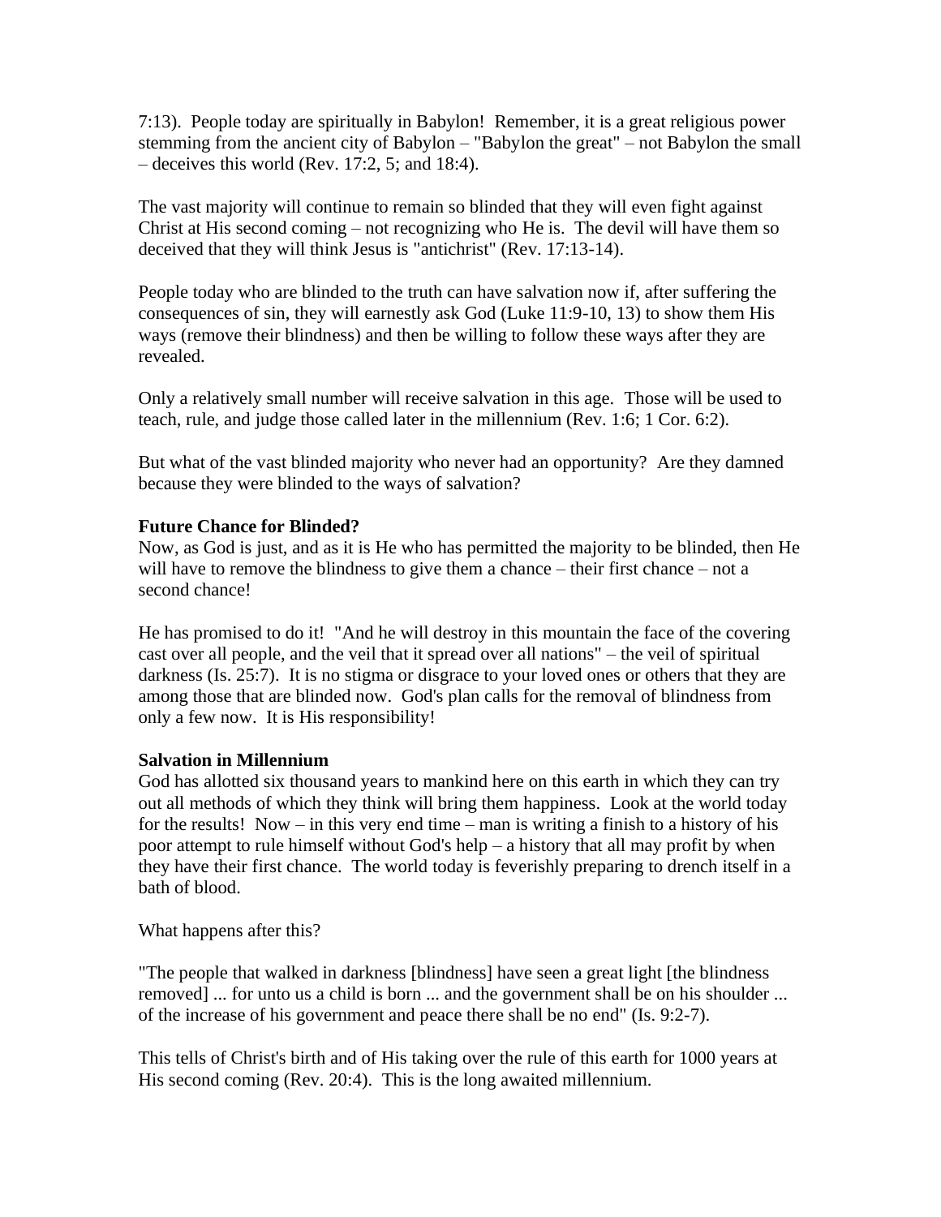7:13). People today are spiritually in Babylon! Remember, it is a great religious power stemming from the ancient city of Babylon – "Babylon the great" – not Babylon the small – deceives this world (Rev. 17:2, 5; and 18:4).

The vast majority will continue to remain so blinded that they will even fight against Christ at His second coming – not recognizing who He is. The devil will have them so deceived that they will think Jesus is "antichrist" (Rev. 17:13-14).

People today who are blinded to the truth can have salvation now if, after suffering the consequences of sin, they will earnestly ask God (Luke 11:9-10, 13) to show them His ways (remove their blindness) and then be willing to follow these ways after they are revealed.

Only a relatively small number will receive salvation in this age. Those will be used to teach, rule, and judge those called later in the millennium (Rev. 1:6; 1 Cor. 6:2).

But what of the vast blinded majority who never had an opportunity? Are they damned because they were blinded to the ways of salvation?

**Future Chance for Blinded?**

Now, as God is just, and as it is He who has permitted the majority to be blinded, then He will have to remove the blindness to give them a chance – their first chance – not a second chance!

He has promised to do it! "And he will destroy in this mountain the face of the covering cast over all people, and the veil that it spread over all nations" – the veil of spiritual darkness (Is. 25:7). It is no stigma or disgrace to your loved ones or others that they are among those that are blinded now. God's plan calls for the removal of blindness from only a few now. It is His responsibility!

**Salvation in Millennium**

God has allotted six thousand years to mankind here on this earth in which they can try out all methods of which they think will bring them happiness. Look at the world today for the results! Now – in this very end time – man is writing a finish to a history of his poor attempt to rule himself without God's help – a history that all may profit by when they have their first chance. The world today is feverishly preparing to drench itself in a bath of blood.

What happens after this?

"The people that walked in darkness [blindness] have seen a great light [the blindness removed] ... for unto us a child is born ... and the government shall be on his shoulder ... of the increase of his government and peace there shall be no end" (Is. 9:2-7).

This tells of Christ's birth and of His taking over the rule of this earth for 1000 years at His second coming (Rev. 20:4). This is the long awaited millennium.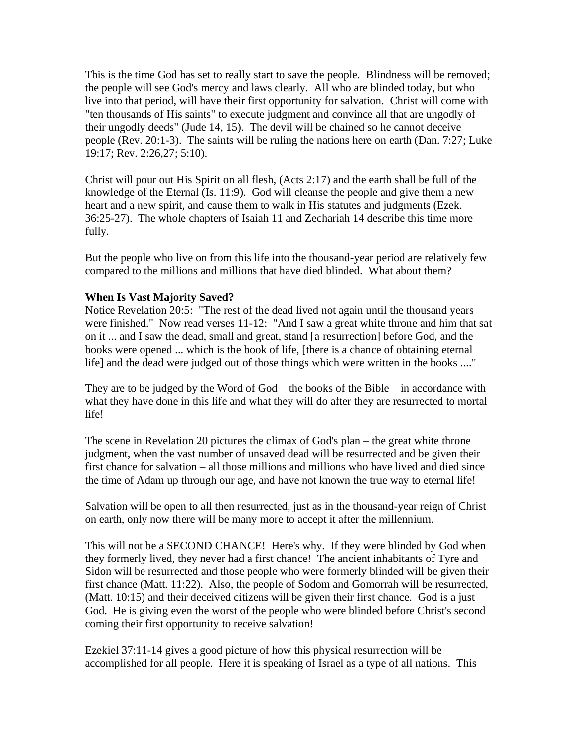This is the time God has set to really start to save the people. Blindness will be removed; the people will see God's mercy and laws clearly. All who are blinded today, but who live into that period, will have their first opportunity for salvation. Christ will come with "ten thousands of His saints" to execute judgment and convince all that are ungodly of their ungodly deeds" (Jude 14, 15). The devil will be chained so he cannot deceive people (Rev. 20:1-3). The saints will be ruling the nations here on earth (Dan. 7:27; Luke 19:17; Rev. 2:26,27; 5:10).

Christ will pour out His Spirit on all flesh, (Acts 2:17) and the earth shall be full of the knowledge of the Eternal (Is. 11:9). God will cleanse the people and give them a new heart and a new spirit, and cause them to walk in His statutes and judgments (Ezek. 36:25-27). The whole chapters of Isaiah 11 and Zechariah 14 describe this time more fully.

But the people who live on from this life into the thousand-year period are relatively few compared to the millions and millions that have died blinded. What about them?

**When Is Vast Majority Saved?**

Notice Revelation 20:5: "The rest of the dead lived not again until the thousand years were finished." Now read verses 11-12: "And I saw a great white throne and him that sat on it ... and I saw the dead, small and great, stand [a resurrection] before God, and the books were opened ... which is the book of life, [there is a chance of obtaining eternal life] and the dead were judged out of those things which were written in the books ...."

They are to be judged by the Word of God – the books of the Bible – in accordance with what they have done in this life and what they will do after they are resurrected to mortal life!

The scene in Revelation 20 pictures the climax of God's plan – the great white throne judgment, when the vast number of unsaved dead will be resurrected and be given their first chance for salvation – all those millions and millions who have lived and died since the time of Adam up through our age, and have not known the true way to eternal life!

Salvation will be open to all then resurrected, just as in the thousand-year reign of Christ on earth, only now there will be many more to accept it after the millennium.

This will not be a SECOND CHANCE! Here's why. If they were blinded by God when they formerly lived, they never had a first chance! The ancient inhabitants of Tyre and Sidon will be resurrected and those people who were formerly blinded will be given their first chance (Matt. 11:22). Also, the people of Sodom and Gomorrah will be resurrected, (Matt. 10:15) and their deceived citizens will be given their first chance. God is a just God. He is giving even the worst of the people who were blinded before Christ's second coming their first opportunity to receive salvation!

Ezekiel 37:11-14 gives a good picture of how this physical resurrection will be accomplished for all people. Here it is speaking of Israel as a type of all nations. This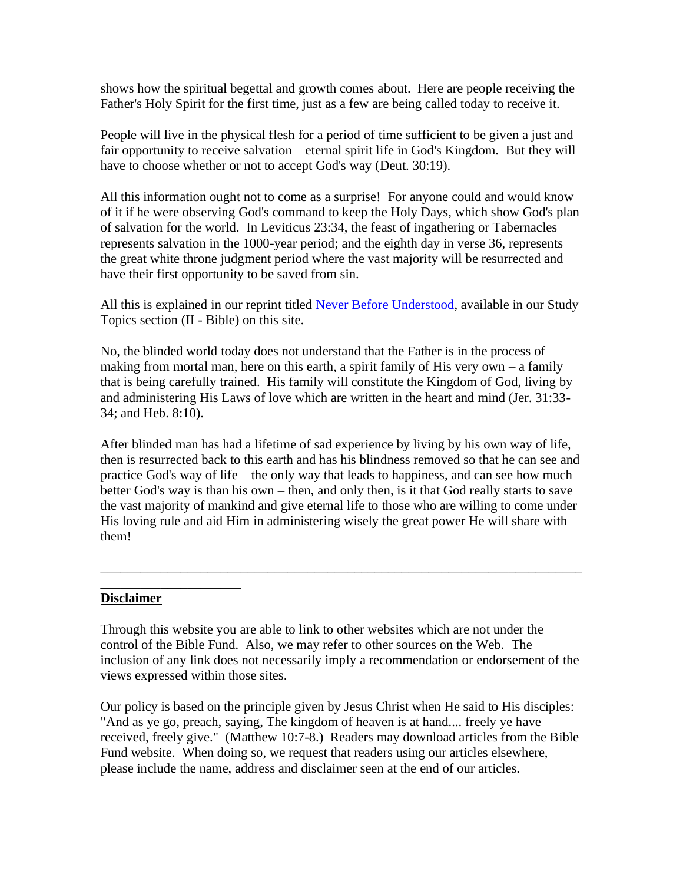shows how the spiritual begettal and growth comes about. Here are people receiving the Father's Holy Spirit for the first time, just as a few are being called today to receive it.

People will live in the physical flesh for a period of time sufficient to be given a just and fair opportunity to receive salvation – eternal spirit life in God's Kingdom. But they will have to choose whether or not to accept God's way (Deut. 30:19).

All this information ought not to come as a surprise! For anyone could and would know of it if he were observing God's command to keep the Holy Days, which show God's plan of salvation for the world. In Leviticus 23:34, the feast of ingathering or Tabernacles represents salvation in the 1000-year period; and the eighth day in verse 36, represents the great white throne judgment period where the vast majority will be resurrected and have their first opportunity to be saved from sin.

All this is explained in our reprint titled [Never Before Understood](), available in our Study Topics section (II - Bible) on this site.

No, the blinded world today does not understand that the Father is in the process of making from mortal man, here on this earth, a spirit family of His very own – a family that is being carefully trained. His family will constitute the Kingdom of God, living by and administering His Laws of love which are written in the heart and mind (Jer. 31:33-34; and Heb. 8:10).

After blinded man has had a lifetime of sad experience by living by his own way of life, then is resurrected back to this earth and has his blindness removed so that he can see and practice God's way of life – the only way that leads to happiness, and can see how much better God's way is than his own – then, and only then, is it that God really starts to save the vast majority of mankind and give eternal life to those who are willing to come under His loving rule and aid Him in administering wisely the great power He will share with them!

---

**Disclaimer**

Through this website you are able to link to other websites which are not under the control of the Bible Fund. Also, we may refer to other sources on the Web. The inclusion of any link does not necessarily imply a recommendation or endorsement of the views expressed within those sites.

Our policy is based on the principle given by Jesus Christ when He said to His disciples: "And as ye go, preach, saying, The kingdom of heaven is at hand.... freely ye have received, freely give." (Matthew 10:7-8.) Readers may download articles from the Bible Fund website. When doing so, we request that readers using our articles elsewhere, please include the name, address and disclaimer seen at the end of our articles.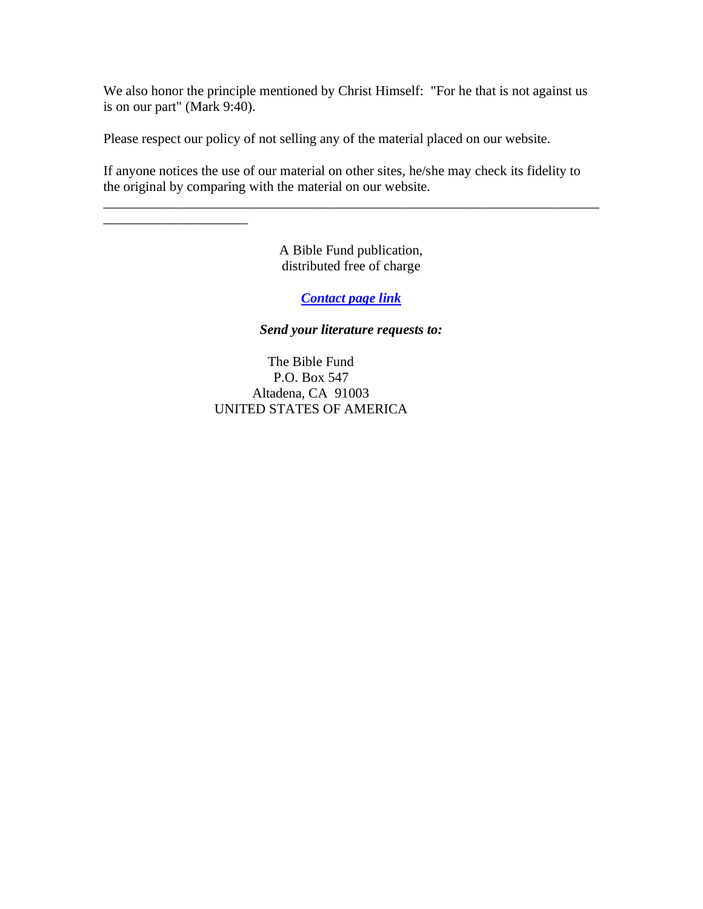We also honor the principle mentioned by Christ Himself: "For he that is not against us is on our part" (Mark 9:40).

Please respect our policy of not selling any of the material placed on our website.

If anyone notices the use of our material on other sites, he/she may check its fidelity to the original by comparing with the material on our website.

---

A Bible Fund publication,
distributed free of charge

***Contact page link***

***Send your literature requests to:***

The Bible Fund
P.O. Box 547
Altadena, CA 91003
UNITED STATES OF AMERICA